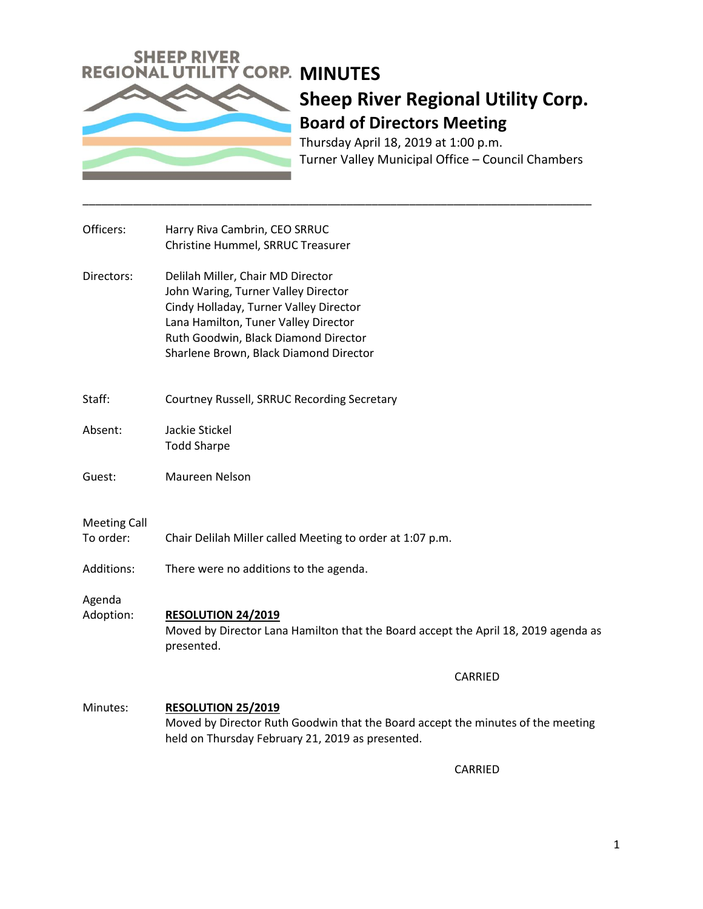SHEEP RIVER REGIONAL UTILITY CORP.

# MINUTES

## Sheep River Regional Utility Corp.

### Board of Directors Meeting

Thursday April 18, 2019 at 1:00 p.m.
Turner Valley Municipal Office – Council Chambers

---

Officers: Harry Riva Cambrin, CEO SRRUC
Christine Hummel, SRRUC Treasurer

Directors: Delilah Miller, Chair MD Director
John Waring, Turner Valley Director
Cindy Holladay, Turner Valley Director
Lana Hamilton, Tuner Valley Director
Ruth Goodwin, Black Diamond Director
Sharlene Brown, Black Diamond Director

Staff: Courtney Russell, SRRUC Recording Secretary

Absent: Jackie Stickel
Todd Sharpe

Guest: Maureen Nelson

Meeting Call To order: Chair Delilah Miller called Meeting to order at 1:07 p.m.

Additions: There were no additions to the agenda.

Agenda Adoption: **RESOLUTION 24/2019**
Moved by Director Lana Hamilton that the Board accept the April 18, 2019 agenda as presented.

CARRIED

Minutes: **RESOLUTION 25/2019**
Moved by Director Ruth Goodwin that the Board accept the minutes of the meeting held on Thursday February 21, 2019 as presented.

CARRIED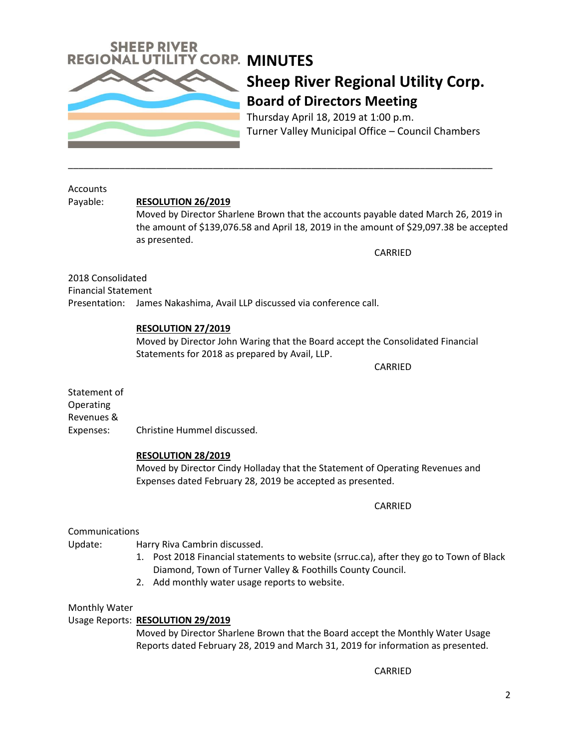# MINUTES

## Sheep River Regional Utility Corp.

### Board of Directors Meeting

Thursday April 18, 2019 at 1:00 p.m.
Turner Valley Municipal Office – Council Chambers

---

**Accounts Payable:**

**RESOLUTION 26/2019**

Moved by Director Sharlene Brown that the accounts payable dated March 26, 2019 in the amount of $139,076.58 and April 18, 2019 in the amount of $29,097.38 be accepted as presented.

CARRIED

**2018 Consolidated Financial Statement Presentation:** James Nakashima, Avail LLP discussed via conference call.

**RESOLUTION 27/2019**

Moved by Director John Waring that the Board accept the Consolidated Financial Statements for 2018 as prepared by Avail, LLP.

CARRIED

**Statement of Operating Revenues & Expenses:** Christine Hummel discussed.

**RESOLUTION 28/2019**

Moved by Director Cindy Holladay that the Statement of Operating Revenues and Expenses dated February 28, 2019 be accepted as presented.

CARRIED

**Communications Update:** Harry Riva Cambrin discussed.

1. Post 2018 Financial statements to website (srruc.ca), after they go to Town of Black Diamond, Town of Turner Valley & Foothills County Council.
2. Add monthly water usage reports to website.

**Monthly Water Usage Reports:**

**RESOLUTION 29/2019**

Moved by Director Sharlene Brown that the Board accept the Monthly Water Usage Reports dated February 28, 2019 and March 31, 2019 for information as presented.

CARRIED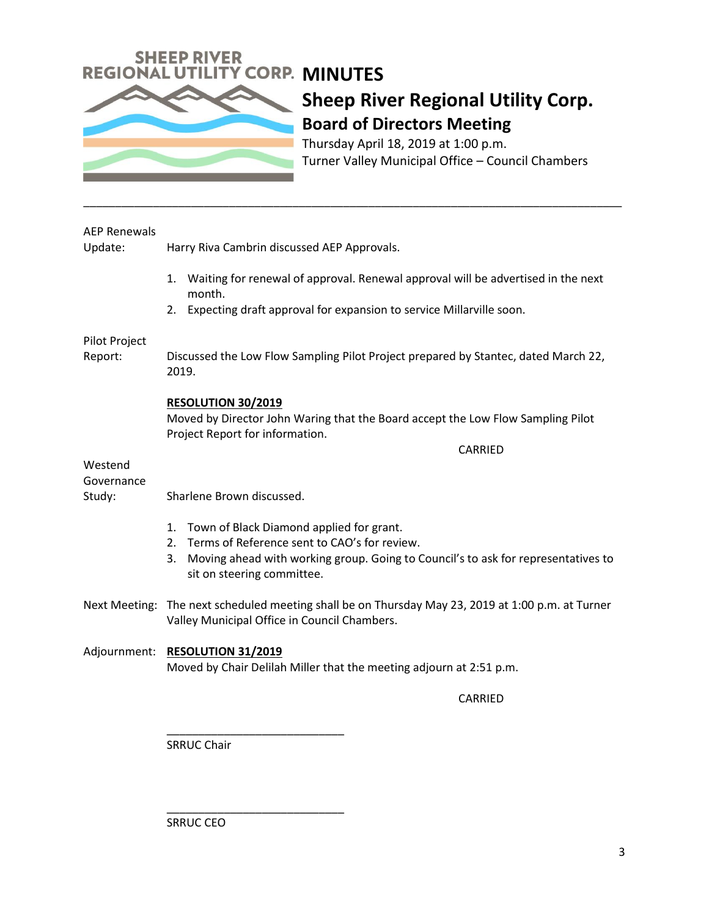# MINUTES

## Sheep River Regional Utility Corp.

### Board of Directors Meeting

Thursday April 18, 2019 at 1:00 p.m.
Turner Valley Municipal Office – Council Chambers

---

**AEP Renewals Update:** Harry Riva Cambrin discussed AEP Approvals.

1. Waiting for renewal of approval. Renewal approval will be advertised in the next month.
2. Expecting draft approval for expansion to service Millarville soon.

**Pilot Project Report:** Discussed the Low Flow Sampling Pilot Project prepared by Stantec, dated March 22, 2019.

**RESOLUTION 30/2019**
Moved by Director John Waring that the Board accept the Low Flow Sampling Pilot Project Report for information.

CARRIED

**Westend Governance Study:** Sharlene Brown discussed.

1. Town of Black Diamond applied for grant.
2. Terms of Reference sent to CAO's for review.
3. Moving ahead with working group. Going to Council's to ask for representatives to sit on steering committee.

**Next Meeting:** The next scheduled meeting shall be on Thursday May 23, 2019 at 1:00 p.m. at Turner Valley Municipal Office in Council Chambers.

**Adjournment:** **RESOLUTION 31/2019**
Moved by Chair Delilah Miller that the meeting adjourn at 2:51 p.m.

CARRIED

\_\_\_\_\_\_\_\_\_\_\_\_\_\_\_\_\_\_\_\_\_\_\_\_\_\_\_\_
SRRUC Chair

\_\_\_\_\_\_\_\_\_\_\_\_\_\_\_\_\_\_\_\_\_\_\_\_\_\_\_\_
SRRUC CEO